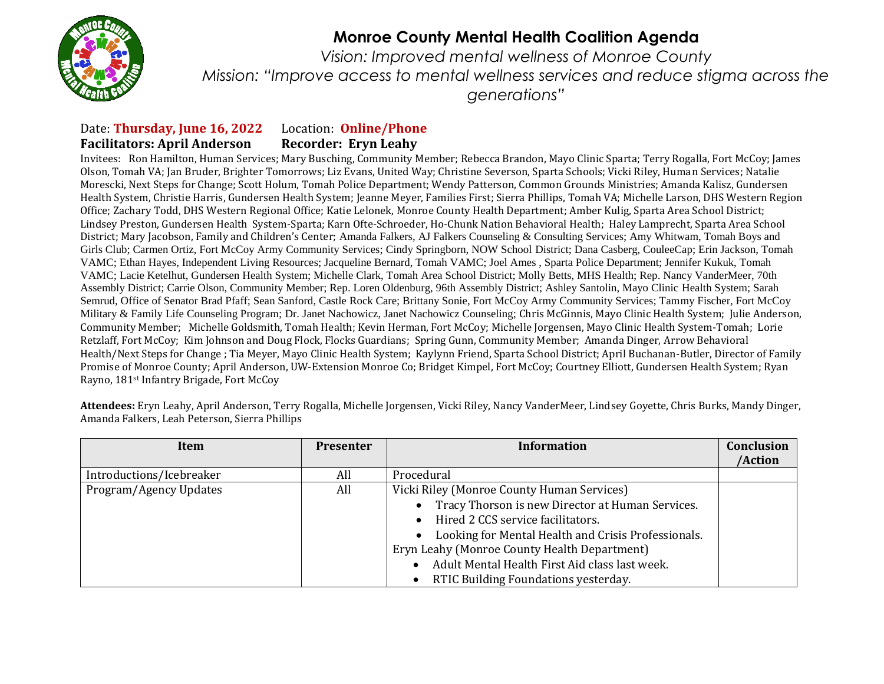# Monroe County Mental Health Coalition Agenda

*Vision: Improved mental wellness of Monroe County*

*Mission: "Improve access to mental wellness services and reduce stigma across the generations"*

Date: **Thursday, June 16, 2022** Location: **Online/Phone**

**Facilitators: April Anderson** **Recorder: Eryn Leahy**

Invitees: Ron Hamilton, Human Services; Mary Busching, Community Member; Rebecca Brandon, Mayo Clinic Sparta; Terry Rogalla, Fort McCoy; James Olson, Tomah VA; Jan Bruder, Brighter Tomorrows; Liz Evans, United Way; Christine Severson, Sparta Schools; Vicki Riley, Human Services; Natalie Morescki, Next Steps for Change; Scott Holum, Tomah Police Department; Wendy Patterson, Common Grounds Ministries; Amanda Kalisz, Gundersen Health System, Christie Harris, Gundersen Health System; Jeanne Meyer, Families First; Sierra Phillips, Tomah VA; Michelle Larson, DHS Western Region Office; Zachary Todd, DHS Western Regional Office; Katie Lelonek, Monroe County Health Department; Amber Kulig, Sparta Area School District; Lindsey Preston, Gundersen Health System-Sparta; Karn Ofte-Schroeder, Ho-Chunk Nation Behavioral Health; Haley Lamprecht, Sparta Area School District; Mary Jacobson, Family and Children's Center; Amanda Falkers, AJ Falkers Counseling & Consulting Services; Amy Whitwam, Tomah Boys and Girls Club; Carmen Ortiz, Fort McCoy Army Community Services; Cindy Springborn, NOW School District; Dana Casberg, CouleeCap; Erin Jackson, Tomah VAMC; Ethan Hayes, Independent Living Resources; Jacqueline Bernard, Tomah VAMC; Joel Ames , Sparta Police Department; Jennifer Kukuk, Tomah VAMC; Lacie Ketelhut, Gundersen Health System; Michelle Clark, Tomah Area School District; Molly Betts, MHS Health; Rep. Nancy VanderMeer, 70th Assembly District; Carrie Olson, Community Member; Rep. Loren Oldenburg, 96th Assembly District; Ashley Santolin, Mayo Clinic Health System; Sarah Semrud, Office of Senator Brad Pfaff; Sean Sanford, Castle Rock Care; Brittany Sonie, Fort McCoy Army Community Services; Tammy Fischer, Fort McCoy Military & Family Life Counseling Program; Dr. Janet Nachowicz, Janet Nachowicz Counseling; Chris McGinnis, Mayo Clinic Health System; Julie Anderson, Community Member; Michelle Goldsmith, Tomah Health; Kevin Herman, Fort McCoy; Michelle Jorgensen, Mayo Clinic Health System-Tomah; Lorie Retzlaff, Fort McCoy; Kim Johnson and Doug Flock, Flocks Guardians; Spring Gunn, Community Member; Amanda Dinger, Arrow Behavioral Health/Next Steps for Change ; Tia Meyer, Mayo Clinic Health System; Kaylynn Friend, Sparta School District; April Buchanan-Butler, Director of Family Promise of Monroe County; April Anderson, UW-Extension Monroe Co; Bridget Kimpel, Fort McCoy; Courtney Elliott, Gundersen Health System; Ryan Rayno, 181st Infantry Brigade, Fort McCoy

**Attendees:** Eryn Leahy, April Anderson, Terry Rogalla, Michelle Jorgensen, Vicki Riley, Nancy VanderMeer, Lindsey Goyette, Chris Burks, Mandy Dinger, Amanda Falkers, Leah Peterson, Sierra Phillips

| Item | Presenter | Information | Conclusion /Action |
|---|---|---|---|
| Introductions/Icebreaker | All | Procedural | |
| Program/Agency Updates | All | Vicki Riley (Monroe County Human Services)<br>• Tracy Thorson is new Director at Human Services.<br>• Hired 2 CCS service facilitators.<br>• Looking for Mental Health and Crisis Professionals.<br>Eryn Leahy (Monroe County Health Department)<br>• Adult Mental Health First Aid class last week.<br>• RTIC Building Foundations yesterday. | |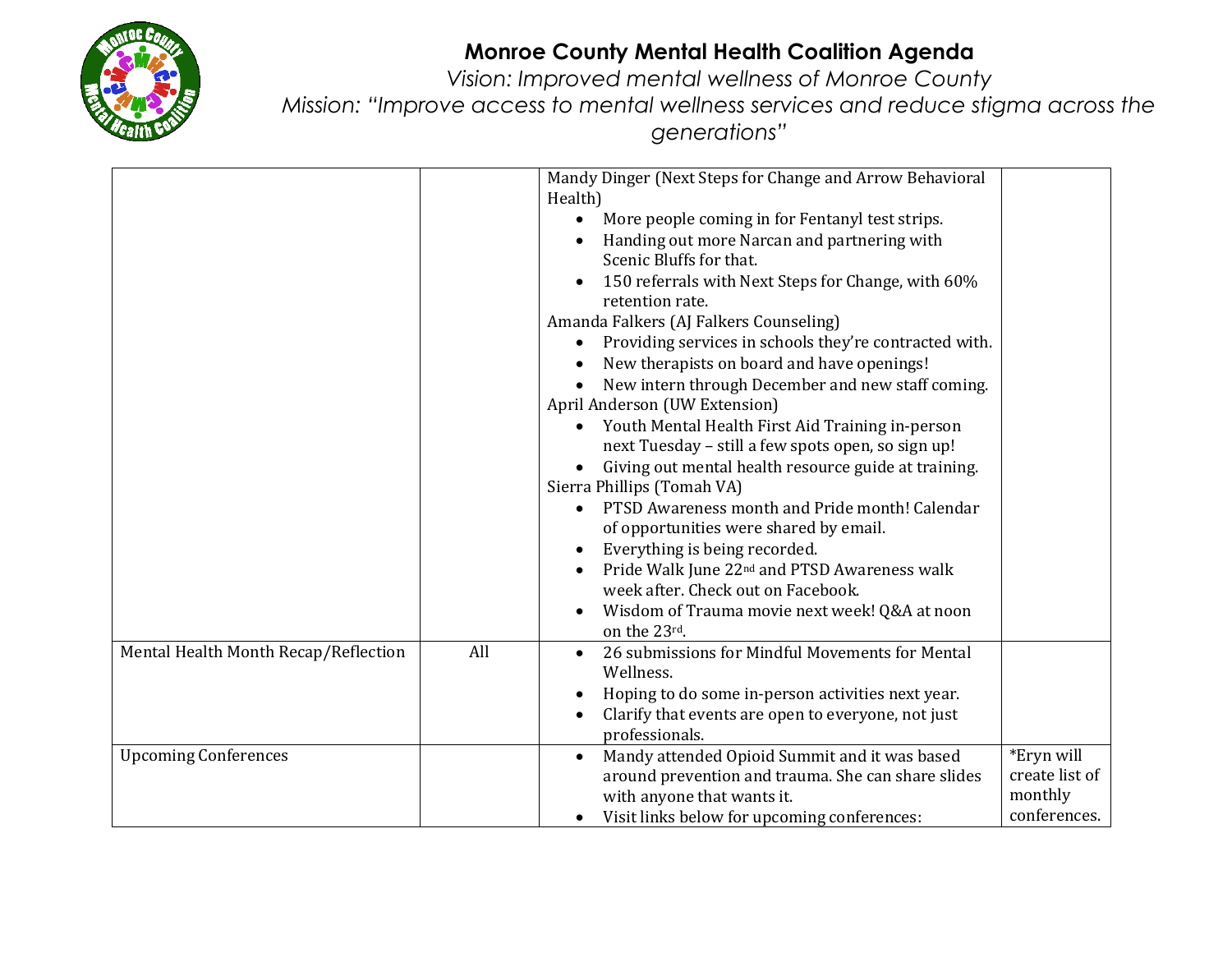# Monroe County Mental Health Coalition Agenda

*Vision: Improved mental wellness of Monroe County*

*Mission: "Improve access to mental wellness services and reduce stigma across the generations"*

| | | | |
|---|---|---|---|
| | | Mandy Dinger (Next Steps for Change and Arrow Behavioral Health)<br>• More people coming in for Fentanyl test strips.<br>• Handing out more Narcan and partnering with Scenic Bluffs for that.<br>• 150 referrals with Next Steps for Change, with 60% retention rate.<br>Amanda Falkers (AJ Falkers Counseling)<br>• Providing services in schools they're contracted with.<br>• New therapists on board and have openings!<br>• New intern through December and new staff coming.<br>April Anderson (UW Extension)<br>• Youth Mental Health First Aid Training in-person next Tuesday – still a few spots open, so sign up!<br>• Giving out mental health resource guide at training.<br>Sierra Phillips (Tomah VA)<br>• PTSD Awareness month and Pride month! Calendar of opportunities were shared by email.<br>• Everything is being recorded.<br>• Pride Walk June 22nd and PTSD Awareness walk week after. Check out on Facebook.<br>• Wisdom of Trauma movie next week! Q&A at noon on the 23rd. | |
| Mental Health Month Recap/Reflection | All | • 26 submissions for Mindful Movements for Mental Wellness.<br>• Hoping to do some in-person activities next year.<br>• Clarify that events are open to everyone, not just professionals. | |
| Upcoming Conferences | | • Mandy attended Opioid Summit and it was based around prevention and trauma. She can share slides with anyone that wants it.<br>• Visit links below for upcoming conferences: | *Eryn will create list of monthly conferences. |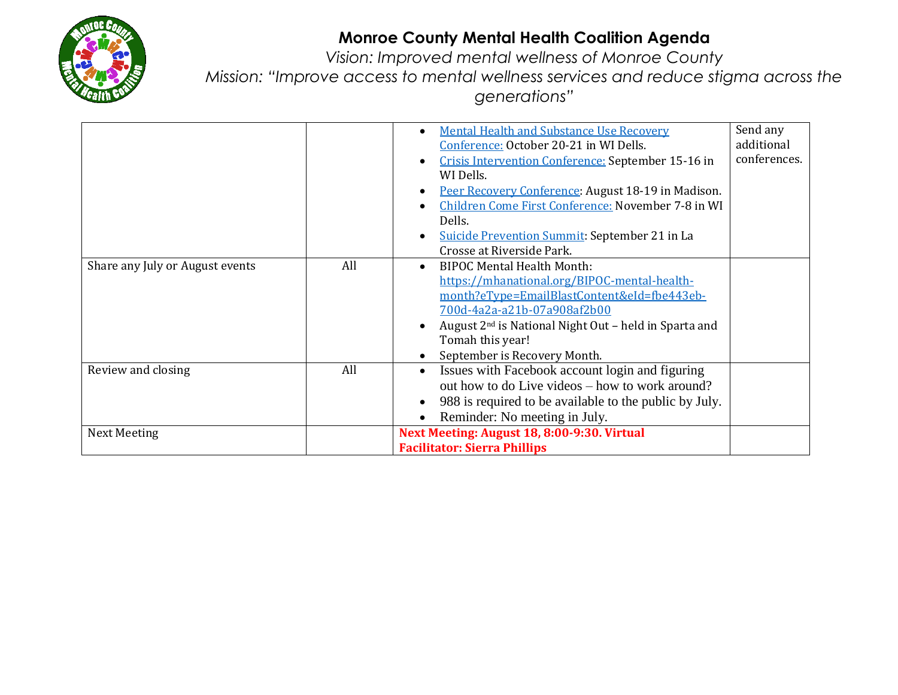# Monroe County Mental Health Coalition Agenda

*Vision: Improved mental wellness of Monroe County*

*Mission: "Improve access to mental wellness services and reduce stigma across the generations"*

| | | | |
|---|---|---|---|
| | | • Mental Health and Substance Use Recovery Conference: October 20-21 in WI Dells.<br>• Crisis Intervention Conference: September 15-16 in WI Dells.<br>• Peer Recovery Conference: August 18-19 in Madison.<br>• Children Come First Conference: November 7-8 in WI Dells.<br>• Suicide Prevention Summit: September 21 in La Crosse at Riverside Park. | Send any additional conferences. |
| Share any July or August events | All | • BIPOC Mental Health Month: https://mhanational.org/BIPOC-mental-health-month?eType=EmailBlastContent&eId=fbe443eb-700d-4a2a-a21b-07a908af2b00<br>• August 2nd is National Night Out – held in Sparta and Tomah this year!<br>• September is Recovery Month. | |
| Review and closing | All | • Issues with Facebook account login and figuring out how to do Live videos – how to work around?<br>• 988 is required to be available to the public by July.<br>• Reminder: No meeting in July. | |
| Next Meeting | | **Next Meeting: August 18, 8:00-9:30. Virtual**<br>**Facilitator: Sierra Phillips** | |